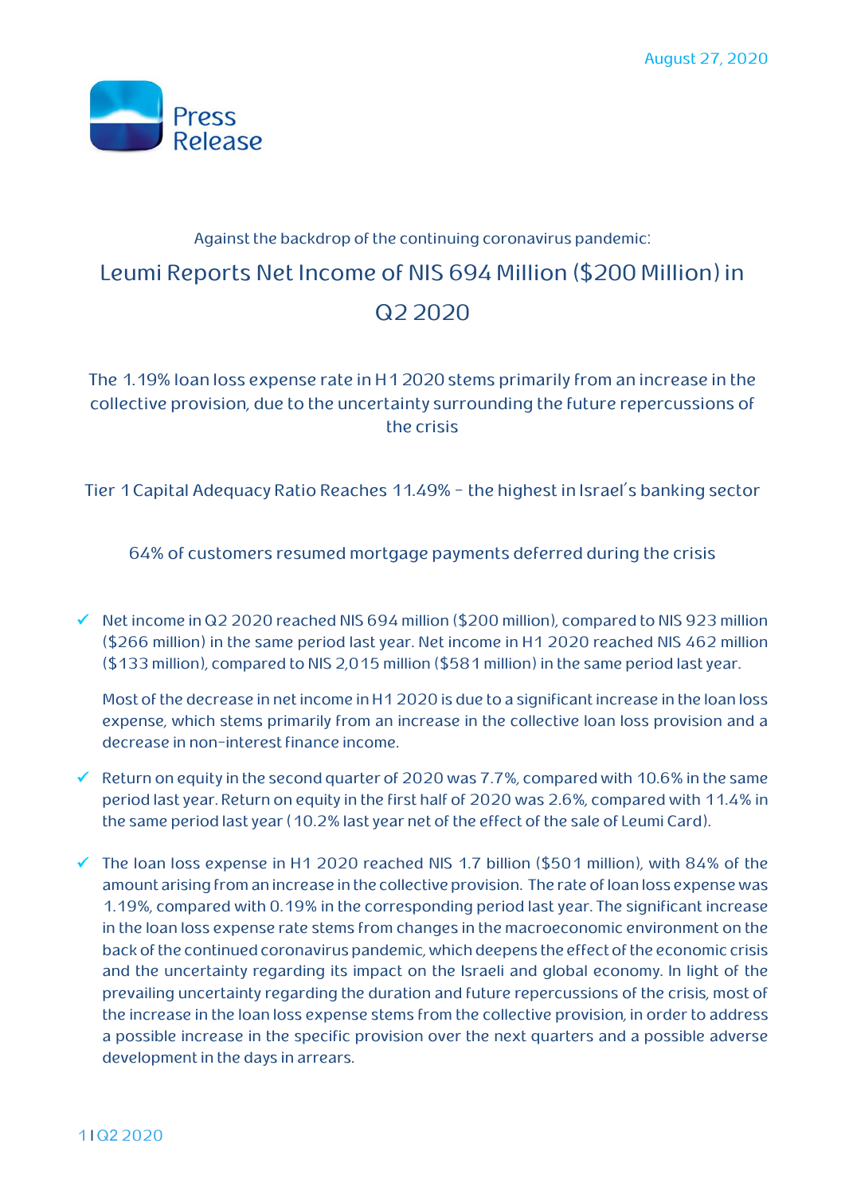August 27, 2020

Press Release

Against the backdrop of the continuing coronavirus pandemic:

# Leumi Reports Net Income of NIS 694 Million ($200 Million) in Q2 2020

## The 1.19% loan loss expense rate in H1 2020 stems primarily from an increase in the collective provision, due to the uncertainty surrounding the future repercussions of the crisis

## Tier 1 Capital Adequacy Ratio Reaches 11.49% – the highest in Israel's banking sector

## 64% of customers resumed mortgage payments deferred during the crisis

- ✓ Net income in Q2 2020 reached NIS 694 million ($200 million), compared to NIS 923 million ($266 million) in the same period last year. Net income in H1 2020 reached NIS 462 million ($133 million), compared to NIS 2,015 million ($581 million) in the same period last year.

  Most of the decrease in net income in H1 2020 is due to a significant increase in the loan loss expense, which stems primarily from an increase in the collective loan loss provision and a decrease in non-interest finance income.

- ✓ Return on equity in the second quarter of 2020 was 7.7%, compared with 10.6% in the same period last year. Return on equity in the first half of 2020 was 2.6%, compared with 11.4% in the same period last year (10.2% last year net of the effect of the sale of Leumi Card).

- ✓ The loan loss expense in H1 2020 reached NIS 1.7 billion ($501 million), with 84% of the amount arising from an increase in the collective provision. The rate of loan loss expense was 1.19%, compared with 0.19% in the corresponding period last year. The significant increase in the loan loss expense rate stems from changes in the macroeconomic environment on the back of the continued coronavirus pandemic, which deepens the effect of the economic crisis and the uncertainty regarding its impact on the Israeli and global economy. In light of the prevailing uncertainty regarding the duration and future repercussions of the crisis, most of the increase in the loan loss expense stems from the collective provision, in order to address a possible increase in the specific provision over the next quarters and a possible adverse development in the days in arrears.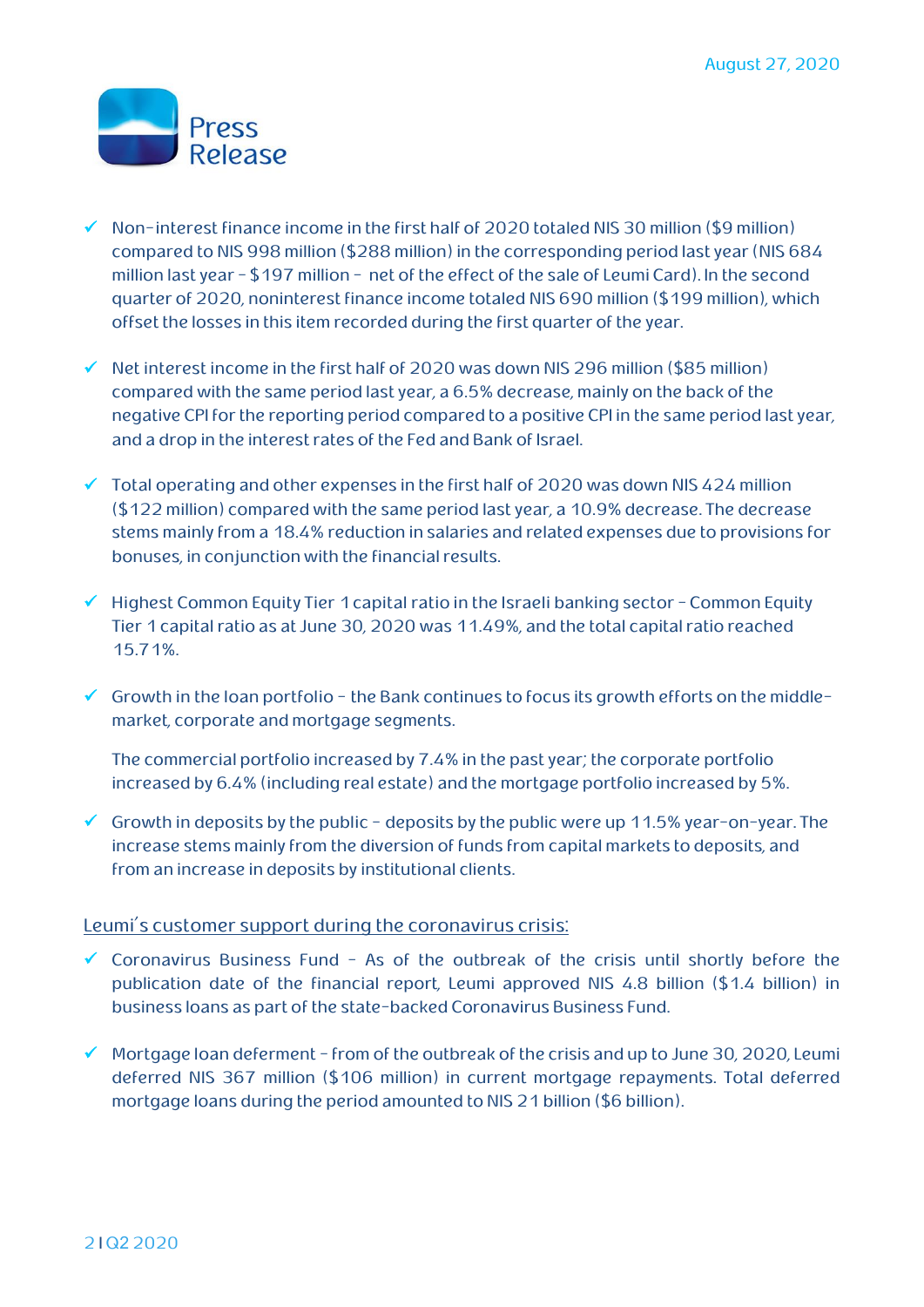- Non-interest finance income in the first half of 2020 totaled NIS 30 million ($9 million) compared to NIS 998 million ($288 million) in the corresponding period last year (NIS 684 million last year - $197 million - net of the effect of the sale of Leumi Card). In the second quarter of 2020, noninterest finance income totaled NIS 690 million ($199 million), which offset the losses in this item recorded during the first quarter of the year.

- Net interest income in the first half of 2020 was down NIS 296 million ($85 million) compared with the same period last year, a 6.5% decrease, mainly on the back of the negative CPI for the reporting period compared to a positive CPI in the same period last year, and a drop in the interest rates of the Fed and Bank of Israel.

- Total operating and other expenses in the first half of 2020 was down NIS 424 million ($122 million) compared with the same period last year, a 10.9% decrease. The decrease stems mainly from a 18.4% reduction in salaries and related expenses due to provisions for bonuses, in conjunction with the financial results.

- Highest Common Equity Tier 1 capital ratio in the Israeli banking sector - Common Equity Tier 1 capital ratio as at June 30, 2020 was 11.49%, and the total capital ratio reached 15.71%.

- Growth in the loan portfolio - the Bank continues to focus its growth efforts on the middle-market, corporate and mortgage segments.

  The commercial portfolio increased by 7.4% in the past year; the corporate portfolio increased by 6.4% (including real estate) and the mortgage portfolio increased by 5%.

- Growth in deposits by the public - deposits by the public were up 11.5% year-on-year. The increase stems mainly from the diversion of funds from capital markets to deposits, and from an increase in deposits by institutional clients.

## Leumi's customer support during the coronavirus crisis:

- Coronavirus Business Fund - As of the outbreak of the crisis until shortly before the publication date of the financial report, Leumi approved NIS 4.8 billion ($1.4 billion) in business loans as part of the state-backed Coronavirus Business Fund.

- Mortgage loan deferment - from of the outbreak of the crisis and up to June 30, 2020, Leumi deferred NIS 367 million ($106 million) in current mortgage repayments. Total deferred mortgage loans during the period amounted to NIS 21 billion ($6 billion).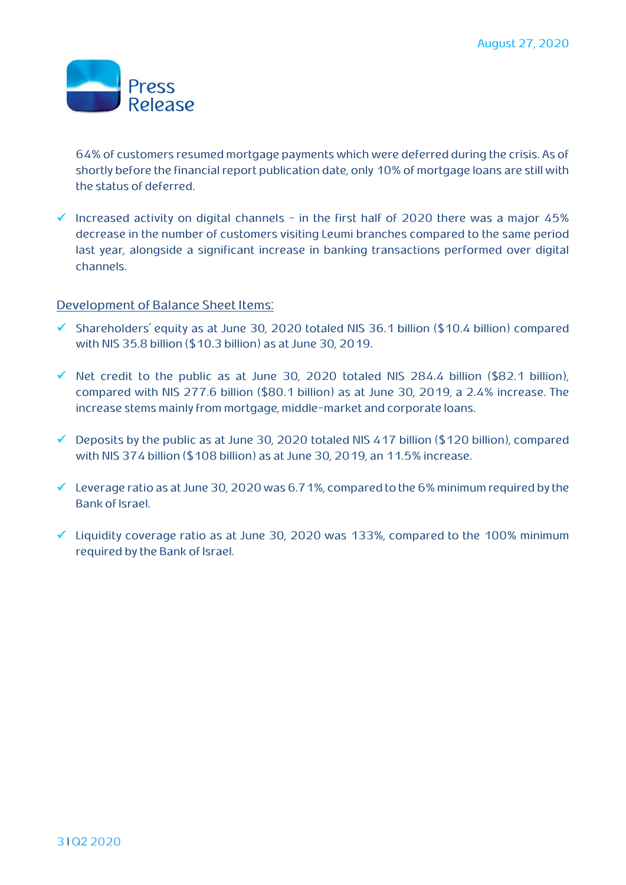64% of customers resumed mortgage payments which were deferred during the crisis. As of shortly before the financial report publication date, only 10% of mortgage loans are still with the status of deferred.

- ✓ Increased activity on digital channels – in the first half of 2020 there was a major 45% decrease in the number of customers visiting Leumi branches compared to the same period last year, alongside a significant increase in banking transactions performed over digital channels.

<u>Development of Balance Sheet Items:</u>

- ✓ Shareholders' equity as at June 30, 2020 totaled NIS 36.1 billion ($10.4 billion) compared with NIS 35.8 billion ($10.3 billion) as at June 30, 2019.

- ✓ Net credit to the public as at June 30, 2020 totaled NIS 284.4 billion ($82.1 billion), compared with NIS 277.6 billion ($80.1 billion) as at June 30, 2019, a 2.4% increase. The increase stems mainly from mortgage, middle-market and corporate loans.

- ✓ Deposits by the public as at June 30, 2020 totaled NIS 417 billion ($120 billion), compared with NIS 374 billion ($108 billion) as at June 30, 2019, an 11.5% increase.

- ✓ Leverage ratio as at June 30, 2020 was 6.71%, compared to the 6% minimum required by the Bank of Israel.

- ✓ Liquidity coverage ratio as at June 30, 2020 was 133%, compared to the 100% minimum required by the Bank of Israel.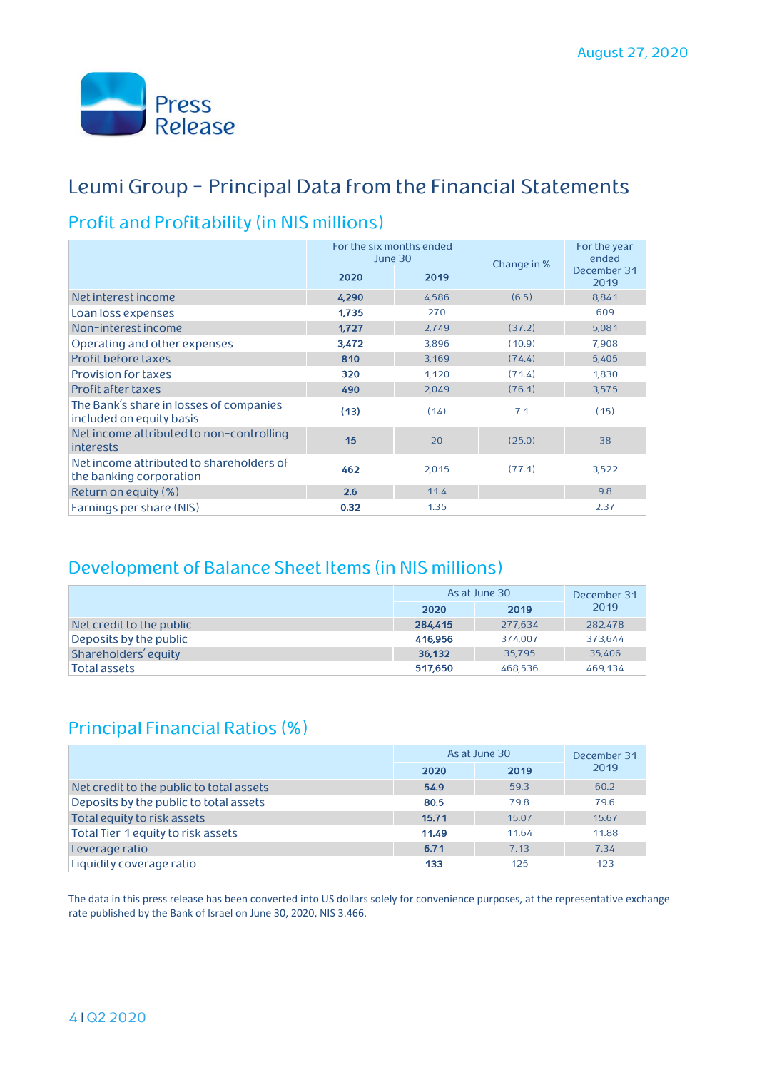August 27, 2020

Press Release

# Leumi Group – Principal Data from the Financial Statements

## Profit and Profitability (in NIS millions)

| | For the six months ended June 30 | | Change in % | For the year ended December 31 2019 |
|---|---|---|---|---|
| | **2020** | **2019** | | |
| Net interest income | **4,290** | 4,586 | (6.5) | 8,841 |
| Loan loss expenses | **1,735** | 270 | + | 609 |
| Non-interest income | **1,727** | 2,749 | (37.2) | 5,081 |
| Operating and other expenses | **3,472** | 3,896 | (10.9) | 7,908 |
| Profit before taxes | **810** | 3,169 | (74.4) | 5,405 |
| Provision for taxes | **320** | 1,120 | (71.4) | 1,830 |
| Profit after taxes | **490** | 2,049 | (76.1) | 3,575 |
| The Bank's share in losses of companies included on equity basis | **(13)** | (14) | 7.1 | (15) |
| Net income attributed to non-controlling interests | **15** | 20 | (25.0) | 38 |
| Net income attributed to shareholders of the banking corporation | **462** | 2,015 | (77.1) | 3,522 |
| Return on equity (%) | **2.6** | 11.4 | | 9.8 |
| Earnings per share (NIS) | **0.32** | 1.35 | | 2.37 |

## Development of Balance Sheet Items (in NIS millions)

| | As at June 30 | | December 31 2019 |
|---|---|---|---|
| | **2020** | **2019** | |
| Net credit to the public | **284,415** | 277,634 | 282,478 |
| Deposits by the public | **416,956** | 374,007 | 373,644 |
| Shareholders' equity | **36,132** | 35,795 | 35,406 |
| Total assets | **517,650** | 468,536 | 469,134 |

## Principal Financial Ratios (%)

| | As at June 30 | | December 31 2019 |
|---|---|---|---|
| | **2020** | **2019** | |
| Net credit to the public to total assets | **54.9** | 59.3 | 60.2 |
| Deposits by the public to total assets | **80.5** | 79.8 | 79.6 |
| Total equity to risk assets | **15.71** | 15.07 | 15.67 |
| Total Tier 1 equity to risk assets | **11.49** | 11.64 | 11.88 |
| Leverage ratio | **6.71** | 7.13 | 7.34 |
| Liquidity coverage ratio | **133** | 125 | 123 |

The data in this press release has been converted into US dollars solely for convenience purposes, at the representative exchange rate published by the Bank of Israel on June 30, 2020, NIS 3.466.